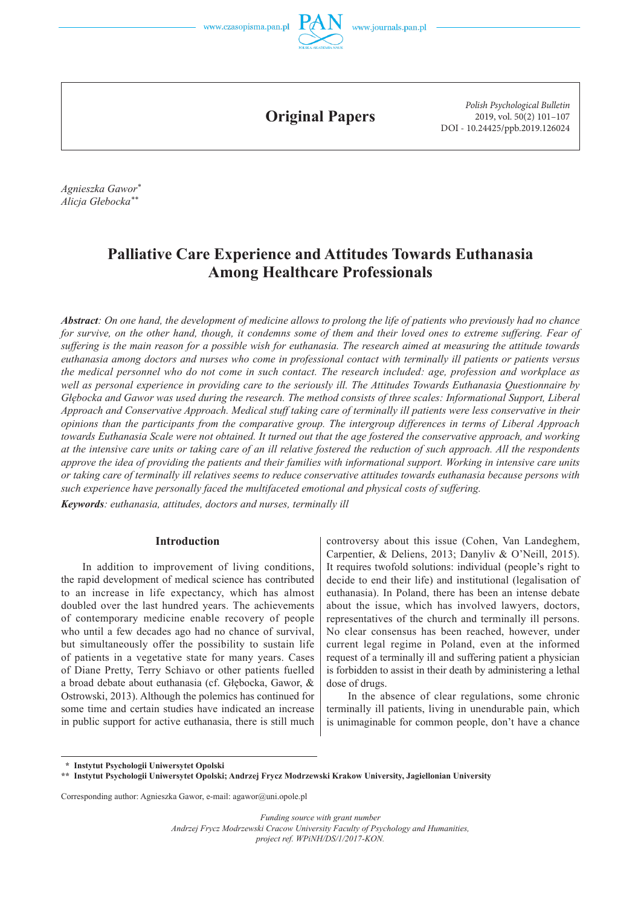# Original Papers

*Polish Psychological Bulletin*
2019, vol. 50(2) 101–107
DOI - 10.24425/ppb.2019.126024

*Agnieszka Gawor[*]*
*Alicja Głebocka[**]*

## Palliative Care Experience and Attitudes Towards Euthanasia Among Healthcare Professionals

***Abstract**: On one hand, the development of medicine allows to prolong the life of patients who previously had no chance for survive, on the other hand, though, it condemns some of them and their loved ones to extreme suffering. Fear of suffering is the main reason for a possible wish for euthanasia. The research aimed at measuring the attitude towards euthanasia among doctors and nurses who come in professional contact with terminally ill patients or patients versus the medical personnel who do not come in such contact. The research included: age, profession and workplace as well as personal experience in providing care to the seriously ill. The Attitudes Towards Euthanasia Questionnaire by Głębocka and Gawor was used during the research. The method consists of three scales: Informational Support, Liberal Approach and Conservative Approach. Medical stuff taking care of terminally ill patients were less conservative in their opinions than the participants from the comparative group. The intergroup differences in terms of Liberal Approach towards Euthanasia Scale were not obtained. It turned out that the age fostered the conservative approach, and working at the intensive care units or taking care of an ill relative fostered the reduction of such approach. All the respondents approve the idea of providing the patients and their families with informational support. Working in intensive care units or taking care of terminally ill relatives seems to reduce conservative attitudes towards euthanasia because persons with such experience have personally faced the multifaceted emotional and physical costs of suffering.*

***Keywords**: euthanasia, attitudes, doctors and nurses, terminally ill*

### Introduction

In addition to improvement of living conditions, the rapid development of medical science has contributed to an increase in life expectancy, which has almost doubled over the last hundred years. The achievements of contemporary medicine enable recovery of people who until a few decades ago had no chance of survival, but simultaneously offer the possibility to sustain life of patients in a vegetative state for many years. Cases of Diane Pretty, Terry Schiavo or other patients fuelled a broad debate about euthanasia (cf. Głębocka, Gawor, & Ostrowski, 2013). Although the polemics has continued for some time and certain studies have indicated an increase in public support for active euthanasia, there is still much controversy about this issue (Cohen, Van Landeghem, Carpentier, & Deliens, 2013; Danyliv & O'Neill, 2015). It requires twofold solutions: individual (people's right to decide to end their life) and institutional (legalisation of euthanasia). In Poland, there has been an intense debate about the issue, which has involved lawyers, doctors, representatives of the church and terminally ill persons. No clear consensus has been reached, however, under current legal regime in Poland, even at the informed request of a terminally ill and suffering patient a physician is forbidden to assist in their death by administering a lethal dose of drugs.

In the absence of clear regulations, some chronic terminally ill patients, living in unendurable pain, which is unimaginable for common people, don't have a chance

---

[*] **Instytut Psychologii Uniwersytet Opolski**
[**] **Instytut Psychologii Uniwersytet Opolski; Andrzej Frycz Modrzewski Krakow University, Jagiellonian University**

Corresponding author: Agnieszka Gawor, e-mail: agawor@uni.opole.pl

*Funding source with grant number*
*Andrzej Frycz Modrzewski Cracow University Faculty of Psychology and Humanities,*
*project ref. WPiNH/DS/1/2017-KON.*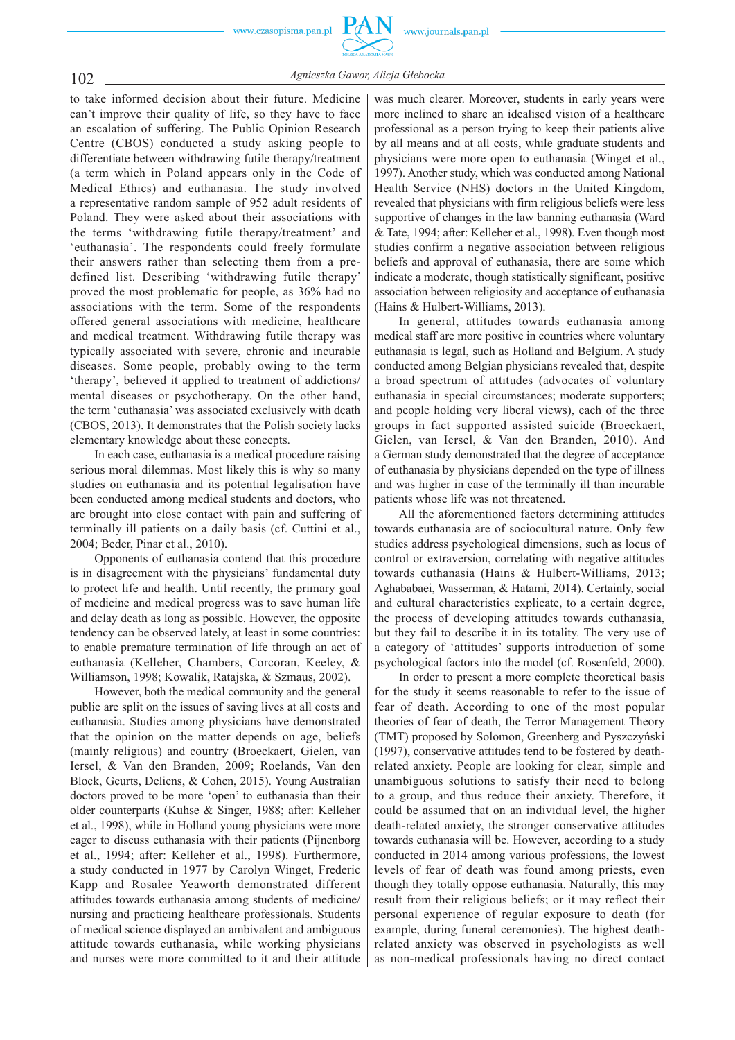to take informed decision about their future. Medicine can't improve their quality of life, so they have to face an escalation of suffering. The Public Opinion Research Centre (CBOS) conducted a study asking people to differentiate between withdrawing futile therapy/treatment (a term which in Poland appears only in the Code of Medical Ethics) and euthanasia. The study involved a representative random sample of 952 adult residents of Poland. They were asked about their associations with the terms 'withdrawing futile therapy/treatment' and 'euthanasia'. The respondents could freely formulate their answers rather than selecting them from a predefined list. Describing 'withdrawing futile therapy' proved the most problematic for people, as 36% had no associations with the term. Some of the respondents offered general associations with medicine, healthcare and medical treatment. Withdrawing futile therapy was typically associated with severe, chronic and incurable diseases. Some people, probably owing to the term 'therapy', believed it applied to treatment of addictions/mental diseases or psychotherapy. On the other hand, the term 'euthanasia' was associated exclusively with death (CBOS, 2013). It demonstrates that the Polish society lacks elementary knowledge about these concepts.

In each case, euthanasia is a medical procedure raising serious moral dilemmas. Most likely this is why so many studies on euthanasia and its potential legalisation have been conducted among medical students and doctors, who are brought into close contact with pain and suffering of terminally ill patients on a daily basis (cf. Cuttini et al., 2004; Beder, Pinar et al., 2010).

Opponents of euthanasia contend that this procedure is in disagreement with the physicians' fundamental duty to protect life and health. Until recently, the primary goal of medicine and medical progress was to save human life and delay death as long as possible. However, the opposite tendency can be observed lately, at least in some countries: to enable premature termination of life through an act of euthanasia (Kelleher, Chambers, Corcoran, Keeley, & Williamson, 1998; Kowalik, Ratajska, & Szmaus, 2002).

However, both the medical community and the general public are split on the issues of saving lives at all costs and euthanasia. Studies among physicians have demonstrated that the opinion on the matter depends on age, beliefs (mainly religious) and country (Broeckaert, Gielen, van Iersel, & Van den Branden, 2009; Roelands, Van den Block, Geurts, Deliens, & Cohen, 2015). Young Australian doctors proved to be more 'open' to euthanasia than their older counterparts (Kuhse & Singer, 1988; after: Kelleher et al., 1998), while in Holland young physicians were more eager to discuss euthanasia with their patients (Pijnenborg et al., 1994; after: Kelleher et al., 1998). Furthermore, a study conducted in 1977 by Carolyn Winget, Frederic Kapp and Rosalee Yeaworth demonstrated different attitudes towards euthanasia among students of medicine/nursing and practicing healthcare professionals. Students of medical science displayed an ambivalent and ambiguous attitude towards euthanasia, while working physicians and nurses were more committed to it and their attitude was much clearer. Moreover, students in early years were more inclined to share an idealised vision of a healthcare professional as a person trying to keep their patients alive by all means and at all costs, while graduate students and physicians were more open to euthanasia (Winget et al., 1997). Another study, which was conducted among National Health Service (NHS) doctors in the United Kingdom, revealed that physicians with firm religious beliefs were less supportive of changes in the law banning euthanasia (Ward & Tate, 1994; after: Kelleher et al., 1998). Even though most studies confirm a negative association between religious beliefs and approval of euthanasia, there are some which indicate a moderate, though statistically significant, positive association between religiosity and acceptance of euthanasia (Hains & Hulbert-Williams, 2013).

In general, attitudes towards euthanasia among medical staff are more positive in countries where voluntary euthanasia is legal, such as Holland and Belgium. A study conducted among Belgian physicians revealed that, despite a broad spectrum of attitudes (advocates of voluntary euthanasia in special circumstances; moderate supporters; and people holding very liberal views), each of the three groups in fact supported assisted suicide (Broeckaert, Gielen, van Iersel, & Van den Branden, 2010). And a German study demonstrated that the degree of acceptance of euthanasia by physicians depended on the type of illness and was higher in case of the terminally ill than incurable patients whose life was not threatened.

All the aforementioned factors determining attitudes towards euthanasia are of sociocultural nature. Only few studies address psychological dimensions, such as locus of control or extraversion, correlating with negative attitudes towards euthanasia (Hains & Hulbert-Williams, 2013; Aghababaei, Wasserman, & Hatami, 2014). Certainly, social and cultural characteristics explicate, to a certain degree, the process of developing attitudes towards euthanasia, but they fail to describe it in its totality. The very use of a category of 'attitudes' supports introduction of some psychological factors into the model (cf. Rosenfeld, 2000).

In order to present a more complete theoretical basis for the study it seems reasonable to refer to the issue of fear of death. According to one of the most popular theories of fear of death, the Terror Management Theory (TMT) proposed by Solomon, Greenberg and Pyszczyński (1997), conservative attitudes tend to be fostered by death-related anxiety. People are looking for clear, simple and unambiguous solutions to satisfy their need to belong to a group, and thus reduce their anxiety. Therefore, it could be assumed that on an individual level, the higher death-related anxiety, the stronger conservative attitudes towards euthanasia will be. However, according to a study conducted in 2014 among various professions, the lowest levels of fear of death was found among priests, even though they totally oppose euthanasia. Naturally, this may result from their religious beliefs; or it may reflect their personal experience of regular exposure to death (for example, during funeral ceremonies). The highest death-related anxiety was observed in psychologists as well as non-medical professionals having no direct contact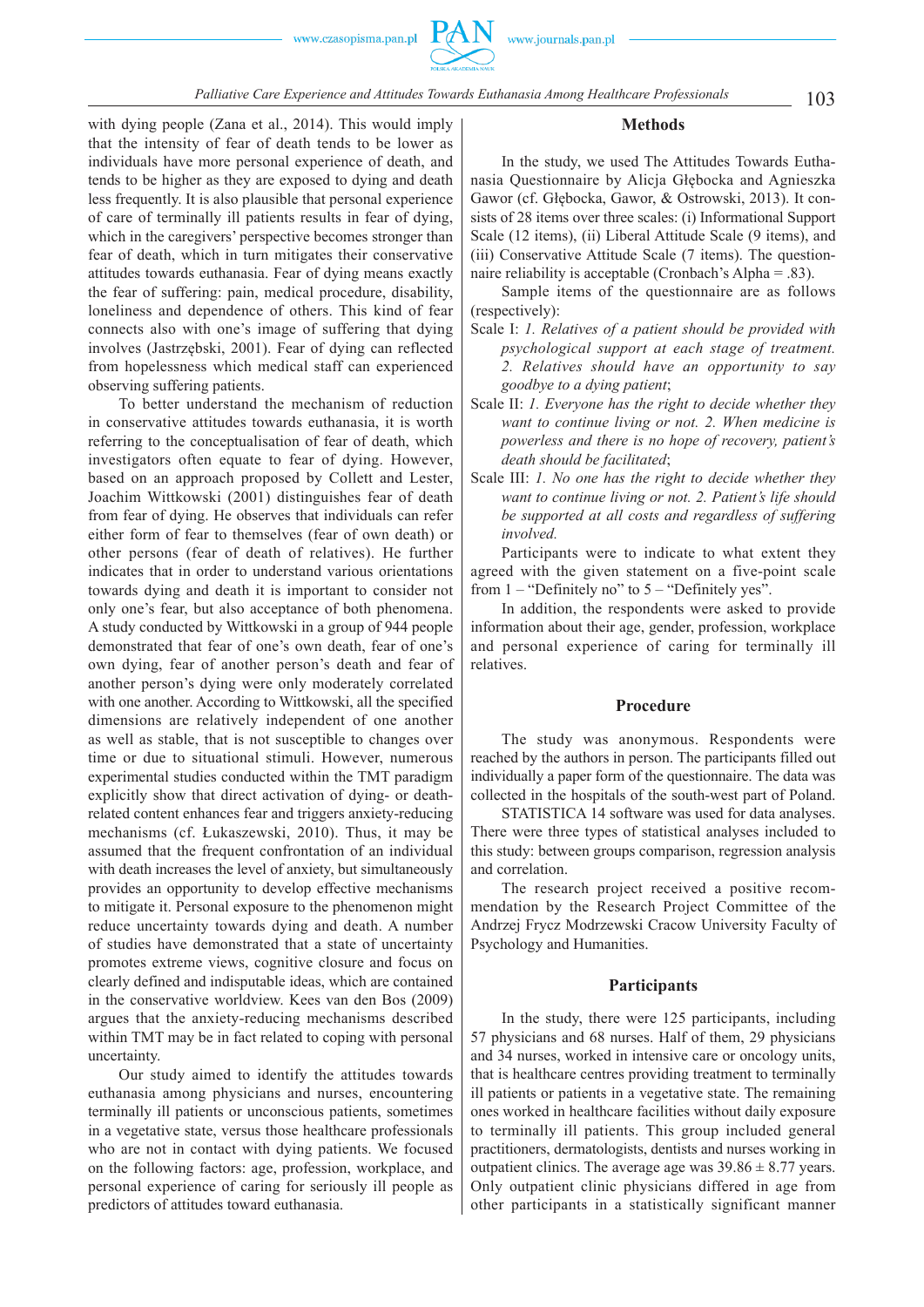with dying people (Zana et al., 2014). This would imply that the intensity of fear of death tends to be lower as individuals have more personal experience of death, and tends to be higher as they are exposed to dying and death less frequently. It is also plausible that personal experience of care of terminally ill patients results in fear of dying, which in the caregivers' perspective becomes stronger than fear of death, which in turn mitigates their conservative attitudes towards euthanasia. Fear of dying means exactly the fear of suffering: pain, medical procedure, disability, loneliness and dependence of others. This kind of fear connects also with one's image of suffering that dying involves (Jastrzębski, 2001). Fear of dying can reflected from hopelessness which medical staff can experienced observing suffering patients.

To better understand the mechanism of reduction in conservative attitudes towards euthanasia, it is worth referring to the conceptualisation of fear of death, which investigators often equate to fear of dying. However, based on an approach proposed by Collett and Lester, Joachim Wittkowski (2001) distinguishes fear of death from fear of dying. He observes that individuals can refer either form of fear to themselves (fear of own death) or other persons (fear of death of relatives). He further indicates that in order to understand various orientations towards dying and death it is important to consider not only one's fear, but also acceptance of both phenomena. A study conducted by Wittkowski in a group of 944 people demonstrated that fear of one's own death, fear of one's own dying, fear of another person's death and fear of another person's dying were only moderately correlated with one another. According to Wittkowski, all the specified dimensions are relatively independent of one another as well as stable, that is not susceptible to changes over time or due to situational stimuli. However, numerous experimental studies conducted within the TMT paradigm explicitly show that direct activation of dying- or death-related content enhances fear and triggers anxiety-reducing mechanisms (cf. Łukaszewski, 2010). Thus, it may be assumed that the frequent confrontation of an individual with death increases the level of anxiety, but simultaneously provides an opportunity to develop effective mechanisms to mitigate it. Personal exposure to the phenomenon might reduce uncertainty towards dying and death. A number of studies have demonstrated that a state of uncertainty promotes extreme views, cognitive closure and focus on clearly defined and indisputable ideas, which are contained in the conservative worldview. Kees van den Bos (2009) argues that the anxiety-reducing mechanisms described within TMT may be in fact related to coping with personal uncertainty.

Our study aimed to identify the attitudes towards euthanasia among physicians and nurses, encountering terminally ill patients or unconscious patients, sometimes in a vegetative state, versus those healthcare professionals who are not in contact with dying patients. We focused on the following factors: age, profession, workplace, and personal experience of caring for seriously ill people as predictors of attitudes toward euthanasia.

## Methods

In the study, we used The Attitudes Towards Euthanasia Questionnaire by Alicja Głębocka and Agnieszka Gawor (cf. Głębocka, Gawor, & Ostrowski, 2013). It consists of 28 items over three scales: (i) Informational Support Scale (12 items), (ii) Liberal Attitude Scale (9 items), and (iii) Conservative Attitude Scale (7 items). The questionnaire reliability is acceptable (Cronbach's Alpha = .83).

Sample items of the questionnaire are as follows (respectively):

Scale I: *1. Relatives of a patient should be provided with psychological support at each stage of treatment. 2. Relatives should have an opportunity to say goodbye to a dying patient*;

Scale II: *1. Everyone has the right to decide whether they want to continue living or not. 2. When medicine is powerless and there is no hope of recovery, patient's death should be facilitated*;

Scale III: *1. No one has the right to decide whether they want to continue living or not. 2. Patient's life should be supported at all costs and regardless of suffering involved.*

Participants were to indicate to what extent they agreed with the given statement on a five-point scale from 1 – "Definitely no" to 5 – "Definitely yes".

In addition, the respondents were asked to provide information about their age, gender, profession, workplace and personal experience of caring for terminally ill relatives.

## Procedure

The study was anonymous. Respondents were reached by the authors in person. The participants filled out individually a paper form of the questionnaire. The data was collected in the hospitals of the south-west part of Poland.

STATISTICA 14 software was used for data analyses. There were three types of statistical analyses included to this study: between groups comparison, regression analysis and correlation.

The research project received a positive recommendation by the Research Project Committee of the Andrzej Frycz Modrzewski Cracow University Faculty of Psychology and Humanities.

## Participants

In the study, there were 125 participants, including 57 physicians and 68 nurses. Half of them, 29 physicians and 34 nurses, worked in intensive care or oncology units, that is healthcare centres providing treatment to terminally ill patients or patients in a vegetative state. The remaining ones worked in healthcare facilities without daily exposure to terminally ill patients. This group included general practitioners, dermatologists, dentists and nurses working in outpatient clinics. The average age was 39.86 ± 8.77 years. Only outpatient clinic physicians differed in age from other participants in a statistically significant manner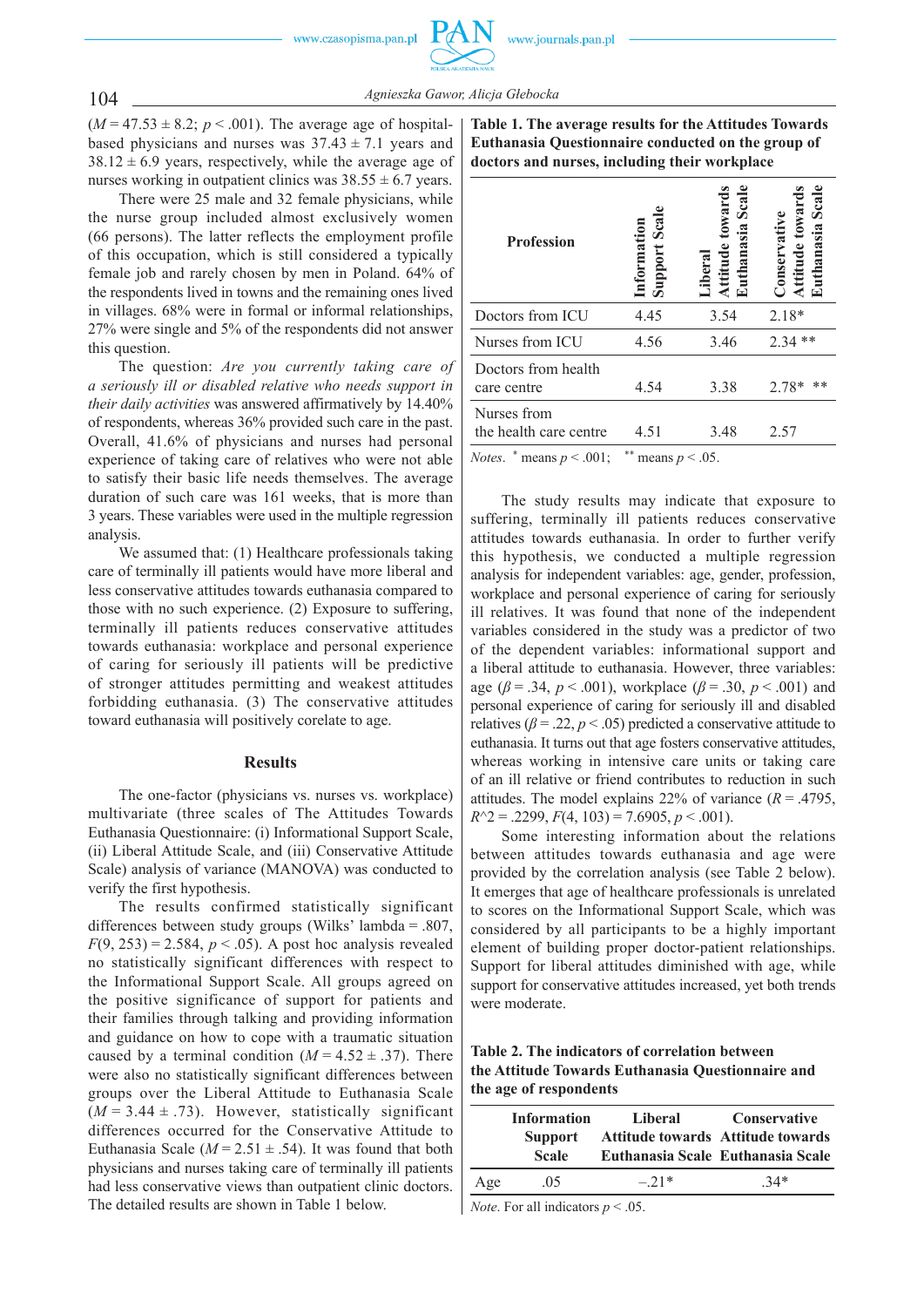($M = 47.53 \pm 8.2$; $p < .001$). The average age of hospital-based physicians and nurses was $37.43 \pm 7.1$ years and $38.12 \pm 6.9$ years, respectively, while the average age of nurses working in outpatient clinics was $38.55 \pm 6.7$ years.

There were 25 male and 32 female physicians, while the nurse group included almost exclusively women (66 persons). The latter reflects the employment profile of this occupation, which is still considered a typically female job and rarely chosen by men in Poland. 64% of the respondents lived in towns and the remaining ones lived in villages. 68% were in formal or informal relationships, 27% were single and 5% of the respondents did not answer this question.

The question: *Are you currently taking care of a seriously ill or disabled relative who needs support in their daily activities* was answered affirmatively by 14.40% of respondents, whereas 36% provided such care in the past. Overall, 41.6% of physicians and nurses had personal experience of taking care of relatives who were not able to satisfy their basic life needs themselves. The average duration of such care was 161 weeks, that is more than 3 years. These variables were used in the multiple regression analysis.

We assumed that: (1) Healthcare professionals taking care of terminally ill patients would have more liberal and less conservative attitudes towards euthanasia compared to those with no such experience. (2) Exposure to suffering, terminally ill patients reduces conservative attitudes towards euthanasia: workplace and personal experience of caring for seriously ill patients will be predictive of stronger attitudes permitting and weakest attitudes forbidding euthanasia. (3) The conservative attitudes toward euthanasia will positively corelate to age.

## Results

The one-factor (physicians vs. nurses vs. workplace) multivariate (three scales of The Attitudes Towards Euthanasia Questionnaire: (i) Informational Support Scale, (ii) Liberal Attitude Scale, and (iii) Conservative Attitude Scale) analysis of variance (MANOVA) was conducted to verify the first hypothesis.

The results confirmed statistically significant differences between study groups (Wilks' lambda = .807, $F(9, 253) = 2.584$, $p < .05$). A post hoc analysis revealed no statistically significant differences with respect to the Informational Support Scale. All groups agreed on the positive significance of support for patients and their families through talking and providing information and guidance on how to cope with a traumatic situation caused by a terminal condition ($M = 4.52 \pm .37$). There were also no statistically significant differences between groups over the Liberal Attitude to Euthanasia Scale ($M = 3.44 \pm .73$). However, statistically significant differences occurred for the Conservative Attitude to Euthanasia Scale ($M = 2.51 \pm .54$). It was found that both physicians and nurses taking care of terminally ill patients had less conservative views than outpatient clinic doctors. The detailed results are shown in Table 1 below.

**Table 1. The average results for the Attitudes Towards Euthanasia Questionnaire conducted on the group of doctors and nurses, including their workplace**

| Profession | Information Support Scale | Liberal Attitude towards Euthanasia Scale | Conservative Attitude towards Euthanasia Scale |
|---|---|---|---|
| Doctors from ICU | 4.45 | 3.54 | 2.18* |
| Nurses from ICU | 4.56 | 3.46 | 2.34 ** |
| Doctors from health care centre | 4.54 | 3.38 | 2.78* ** |
| Nurses from the health care centre | 4.51 | 3.48 | 2.57 |

*Notes*. * means $p < .001$; ** means $p < .05$.

The study results may indicate that exposure to suffering, terminally ill patients reduces conservative attitudes towards euthanasia. In order to further verify this hypothesis, we conducted a multiple regression analysis for independent variables: age, gender, profession, workplace and personal experience of caring for seriously ill relatives. It was found that none of the independent variables considered in the study was a predictor of two of the dependent variables: informational support and a liberal attitude to euthanasia. However, three variables: age ($\beta = .34$, $p < .001$), workplace ($\beta = .30$, $p < .001$) and personal experience of caring for seriously ill and disabled relatives ($\beta = .22$, $p < .05$) predicted a conservative attitude to euthanasia. It turns out that age fosters conservative attitudes, whereas working in intensive care units or taking care of an ill relative or friend contributes to reduction in such attitudes. The model explains 22% of variance ($R = .4795$, $R^2 = .2299$, $F(4, 103) = 7.6905$, $p < .001$).

Some interesting information about the relations between attitudes towards euthanasia and age were provided by the correlation analysis (see Table 2 below). It emerges that age of healthcare professionals is unrelated to scores on the Informational Support Scale, which was considered by all participants to be a highly important element of building proper doctor-patient relationships. Support for liberal attitudes diminished with age, while support for conservative attitudes increased, yet both trends were moderate.

**Table 2. The indicators of correlation between the Attitude Towards Euthanasia Questionnaire and the age of respondents**

| | Information Support Scale | Liberal Attitude towards Euthanasia Scale | Conservative Attitude towards Euthanasia Scale |
|---|---|---|---|
| Age | .05 | –.21* | .34* |

*Note*. For all indicators $p < .05$.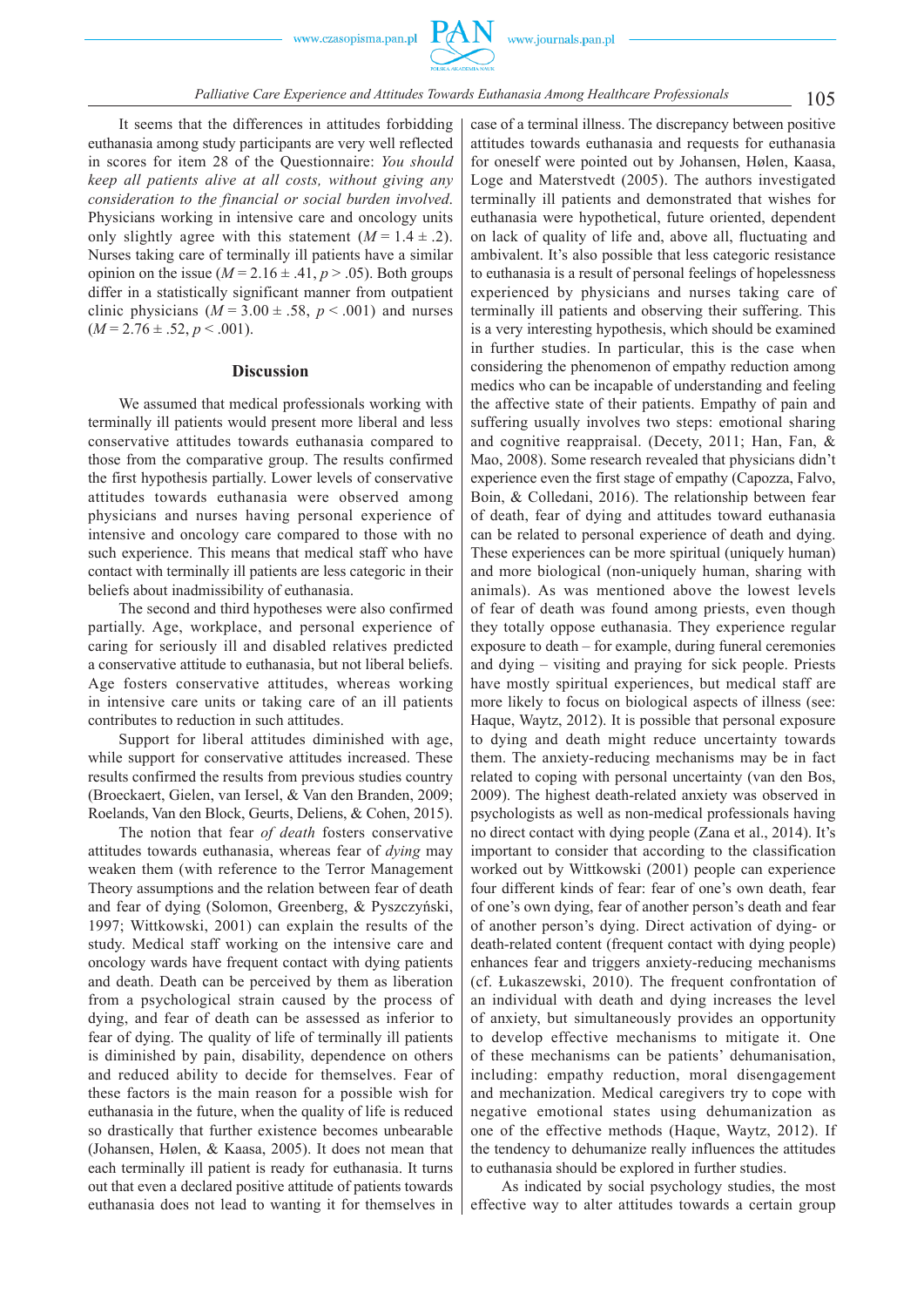It seems that the differences in attitudes forbidding euthanasia among study participants are very well reflected in scores for item 28 of the Questionnaire: *You should keep all patients alive at all costs, without giving any consideration to the financial or social burden involved.* Physicians working in intensive care and oncology units only slightly agree with this statement ($M = 1.4 \pm .2$). Nurses taking care of terminally ill patients have a similar opinion on the issue ($M = 2.16 \pm .41$, $p > .05$). Both groups differ in a statistically significant manner from outpatient clinic physicians ($M = 3.00 \pm .58$, $p < .001$) and nurses ($M = 2.76 \pm .52$, $p < .001$).

## Discussion

We assumed that medical professionals working with terminally ill patients would present more liberal and less conservative attitudes towards euthanasia compared to those from the comparative group. The results confirmed the first hypothesis partially. Lower levels of conservative attitudes towards euthanasia were observed among physicians and nurses having personal experience of intensive and oncology care compared to those with no such experience. This means that medical staff who have contact with terminally ill patients are less categoric in their beliefs about inadmissibility of euthanasia.

The second and third hypotheses were also confirmed partially. Age, workplace, and personal experience of caring for seriously ill and disabled relatives predicted a conservative attitude to euthanasia, but not liberal beliefs. Age fosters conservative attitudes, whereas working in intensive care units or taking care of an ill patients contributes to reduction in such attitudes.

Support for liberal attitudes diminished with age, while support for conservative attitudes increased. These results confirmed the results from previous studies country (Broeckaert, Gielen, van Iersel, & Van den Branden, 2009; Roelands, Van den Block, Geurts, Deliens, & Cohen, 2015).

The notion that fear *of death* fosters conservative attitudes towards euthanasia, whereas fear of *dying* may weaken them (with reference to the Terror Management Theory assumptions and the relation between fear of death and fear of dying (Solomon, Greenberg, & Pyszczyński, 1997; Wittkowski, 2001) can explain the results of the study. Medical staff working on the intensive care and oncology wards have frequent contact with dying patients and death. Death can be perceived by them as liberation from a psychological strain caused by the process of dying, and fear of death can be assessed as inferior to fear of dying. The quality of life of terminally ill patients is diminished by pain, disability, dependence on others and reduced ability to decide for themselves. Fear of these factors is the main reason for a possible wish for euthanasia in the future, when the quality of life is reduced so drastically that further existence becomes unbearable (Johansen, Hølen, & Kaasa, 2005). It does not mean that each terminally ill patient is ready for euthanasia. It turns out that even a declared positive attitude of patients towards euthanasia does not lead to wanting it for themselves in case of a terminal illness. The discrepancy between positive attitudes towards euthanasia and requests for euthanasia for oneself were pointed out by Johansen, Hølen, Kaasa, Loge and Materstvedt (2005). The authors investigated terminally ill patients and demonstrated that wishes for euthanasia were hypothetical, future oriented, dependent on lack of quality of life and, above all, fluctuating and ambivalent. It's also possible that less categoric resistance to euthanasia is a result of personal feelings of hopelessness experienced by physicians and nurses taking care of terminally ill patients and observing their suffering. This is a very interesting hypothesis, which should be examined in further studies. In particular, this is the case when considering the phenomenon of empathy reduction among medics who can be incapable of understanding and feeling the affective state of their patients. Empathy of pain and suffering usually involves two steps: emotional sharing and cognitive reappraisal. (Decety, 2011; Han, Fan, & Mao, 2008). Some research revealed that physicians didn't experience even the first stage of empathy (Capozza, Falvo, Boin, & Colledani, 2016). The relationship between fear of death, fear of dying and attitudes toward euthanasia can be related to personal experience of death and dying. These experiences can be more spiritual (uniquely human) and more biological (non-uniquely human, sharing with animals). As was mentioned above the lowest levels of fear of death was found among priests, even though they totally oppose euthanasia. They experience regular exposure to death – for example, during funeral ceremonies and dying – visiting and praying for sick people. Priests have mostly spiritual experiences, but medical staff are more likely to focus on biological aspects of illness (see: Haque, Waytz, 2012). It is possible that personal exposure to dying and death might reduce uncertainty towards them. The anxiety-reducing mechanisms may be in fact related to coping with personal uncertainty (van den Bos, 2009). The highest death-related anxiety was observed in psychologists as well as non-medical professionals having no direct contact with dying people (Zana et al., 2014). It's important to consider that according to the classification worked out by Wittkowski (2001) people can experience four different kinds of fear: fear of one's own death, fear of one's own dying, fear of another person's death and fear of another person's dying. Direct activation of dying- or death-related content (frequent contact with dying people) enhances fear and triggers anxiety-reducing mechanisms (cf. Łukaszewski, 2010). The frequent confrontation of an individual with death and dying increases the level of anxiety, but simultaneously provides an opportunity to develop effective mechanisms to mitigate it. One of these mechanisms can be patients' dehumanisation, including: empathy reduction, moral disengagement and mechanization. Medical caregivers try to cope with negative emotional states using dehumanization as one of the effective methods (Haque, Waytz, 2012). If the tendency to dehumanize really influences the attitudes to euthanasia should be explored in further studies.

As indicated by social psychology studies, the most effective way to alter attitudes towards a certain group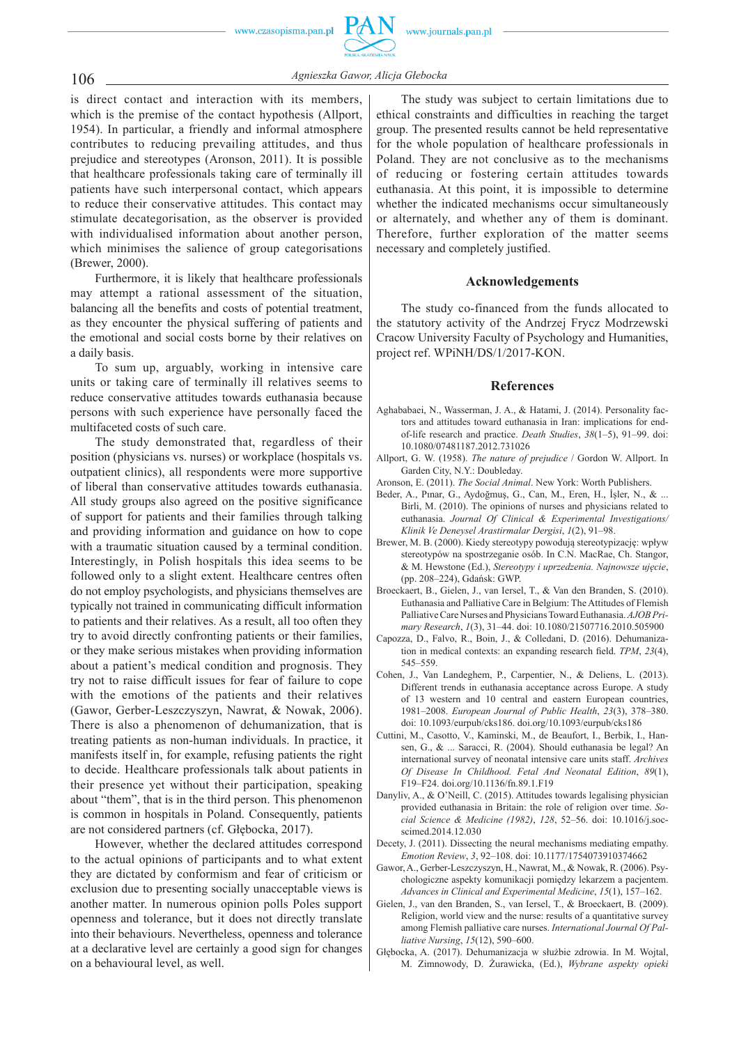is direct contact and interaction with its members, which is the premise of the contact hypothesis (Allport, 1954). In particular, a friendly and informal atmosphere contributes to reducing prevailing attitudes, and thus prejudice and stereotypes (Aronson, 2011). It is possible that healthcare professionals taking care of terminally ill patients have such interpersonal contact, which appears to reduce their conservative attitudes. This contact may stimulate decategorisation, as the observer is provided with individualised information about another person, which minimises the salience of group categorisations (Brewer, 2000).

Furthermore, it is likely that healthcare professionals may attempt a rational assessment of the situation, balancing all the benefits and costs of potential treatment, as they encounter the physical suffering of patients and the emotional and social costs borne by their relatives on a daily basis.

To sum up, arguably, working in intensive care units or taking care of terminally ill relatives seems to reduce conservative attitudes towards euthanasia because persons with such experience have personally faced the multifaceted costs of such care.

The study demonstrated that, regardless of their position (physicians vs. nurses) or workplace (hospitals vs. outpatient clinics), all respondents were more supportive of liberal than conservative attitudes towards euthanasia. All study groups also agreed on the positive significance of support for patients and their families through talking and providing information and guidance on how to cope with a traumatic situation caused by a terminal condition. Interestingly, in Polish hospitals this idea seems to be followed only to a slight extent. Healthcare centres often do not employ psychologists, and physicians themselves are typically not trained in communicating difficult information to patients and their relatives. As a result, all too often they try to avoid directly confronting patients or their families, or they make serious mistakes when providing information about a patient's medical condition and prognosis. They try not to raise difficult issues for fear of failure to cope with the emotions of the patients and their relatives (Gawor, Gerber-Leszczyszyn, Nawrat, & Nowak, 2006). There is also a phenomenon of dehumanization, that is treating patients as non-human individuals. In practice, it manifests itself in, for example, refusing patients the right to decide. Healthcare professionals talk about patients in their presence yet without their participation, speaking about "them", that is in the third person. This phenomenon is common in hospitals in Poland. Consequently, patients are not considered partners (cf. Głębocka, 2017).

However, whether the declared attitudes correspond to the actual opinions of participants and to what extent they are dictated by conformism and fear of criticism or exclusion due to presenting socially unacceptable views is another matter. In numerous opinion polls Poles support openness and tolerance, but it does not directly translate into their behaviours. Nevertheless, openness and tolerance at a declarative level are certainly a good sign for changes on a behavioural level, as well.

The study was subject to certain limitations due to ethical constraints and difficulties in reaching the target group. The presented results cannot be held representative for the whole population of healthcare professionals in Poland. They are not conclusive as to the mechanisms of reducing or fostering certain attitudes towards euthanasia. At this point, it is impossible to determine whether the indicated mechanisms occur simultaneously or alternately, and whether any of them is dominant. Therefore, further exploration of the matter seems necessary and completely justified.

## Acknowledgements

The study co-financed from the funds allocated to the statutory activity of the Andrzej Frycz Modrzewski Cracow University Faculty of Psychology and Humanities, project ref. WPiNH/DS/1/2017-KON.

## References

Aghababaei, N., Wasserman, J. A., & Hatami, J. (2014). Personality factors and attitudes toward euthanasia in Iran: implications for end-of-life research and practice. *Death Studies*, *38*(1–5), 91–99. doi: 10.1080/07481187.2012.731026

Allport, G. W. (1958). *The nature of prejudice* / Gordon W. Allport. In Garden City, N.Y.: Doubleday.

Aronson, E. (2011). *The Social Animal*. New York: Worth Publishers.

Beder, A., Pınar, G., Aydoğmuş, G., Can, M., Eren, H., İşler, N., & ... Birli, M. (2010). The opinions of nurses and physicians related to euthanasia. *Journal Of Clinical & Experimental Investigations/ Klinik Ve Deneysel Arastirmalar Dergisi*, *1*(2), 91–98.

Brewer, M. B. (2000). Kiedy stereotypy powodują stereotypizację: wpływ stereotypów na spostrzeganie osób. In C.N. MacRae, Ch. Stangor, & M. Hewstone (Ed.), *Stereotypy i uprzedzenia. Najnowsze ujęcie*, (pp. 208–224), Gdańsk: GWP.

Broeckaert, B., Gielen, J., van Iersel, T., & Van den Branden, S. (2010). Euthanasia and Palliative Care in Belgium: The Attitudes of Flemish Palliative Care Nurses and Physicians Toward Euthanasia. *AJOB Primary Research*, *1*(3), 31–44. doi: 10.1080/21507716.2010.505900

Capozza, D., Falvo, R., Boin, J., & Colledani, D. (2016). Dehumanization in medical contexts: an expanding research field. *TPM*, *23*(4), 545–559.

Cohen, J., Van Landeghem, P., Carpentier, N., & Deliens, L. (2013). Different trends in euthanasia acceptance across Europe. A study of 13 western and 10 central and eastern European countries, 1981–2008. *European Journal of Public Health*, *23*(3), 378–380. doi: 10.1093/eurpub/cks186. doi.org/10.1093/eurpub/cks186

Cuttini, M., Casotto, V., Kaminski, M., de Beaufort, I., Berbik, I., Hansen, G., & ... Saracci, R. (2004). Should euthanasia be legal? An international survey of neonatal intensive care units staff. *Archives Of Disease In Childhood. Fetal And Neonatal Edition*, *89*(1), F19–F24. doi.org/10.1136/fn.89.1.F19

Danyliv, A., & O'Neill, C. (2015). Attitudes towards legalising physician provided euthanasia in Britain: the role of religion over time. *Social Science & Medicine (1982)*, *128*, 52–56. doi: 10.1016/j.socscimed.2014.12.030

Decety, J. (2011). Dissecting the neural mechanisms mediating empathy. *Emotion Review*, *3*, 92–108. doi: 10.1177/1754073910374662

Gawor, A., Gerber-Leszczyszyn, H., Nawrat, M., & Nowak, R. (2006). Psychologiczne aspekty komunikacji pomiędzy lekarzem a pacjentem. *Advances in Clinical and Experimental Medicine*, *15*(1), 157–162.

Gielen, J., van den Branden, S., van Iersel, T., & Broeckaert, B. (2009). Religion, world view and the nurse: results of a quantitative survey among Flemish palliative care nurses. *International Journal Of Palliative Nursing*, *15*(12), 590–600.

Głębocka, A. (2017). Dehumanizacja w służbie zdrowia. In M. Wojtal, M. Zimnowody, D. Żurawicka, (Ed.), *Wybrane aspekty opieki*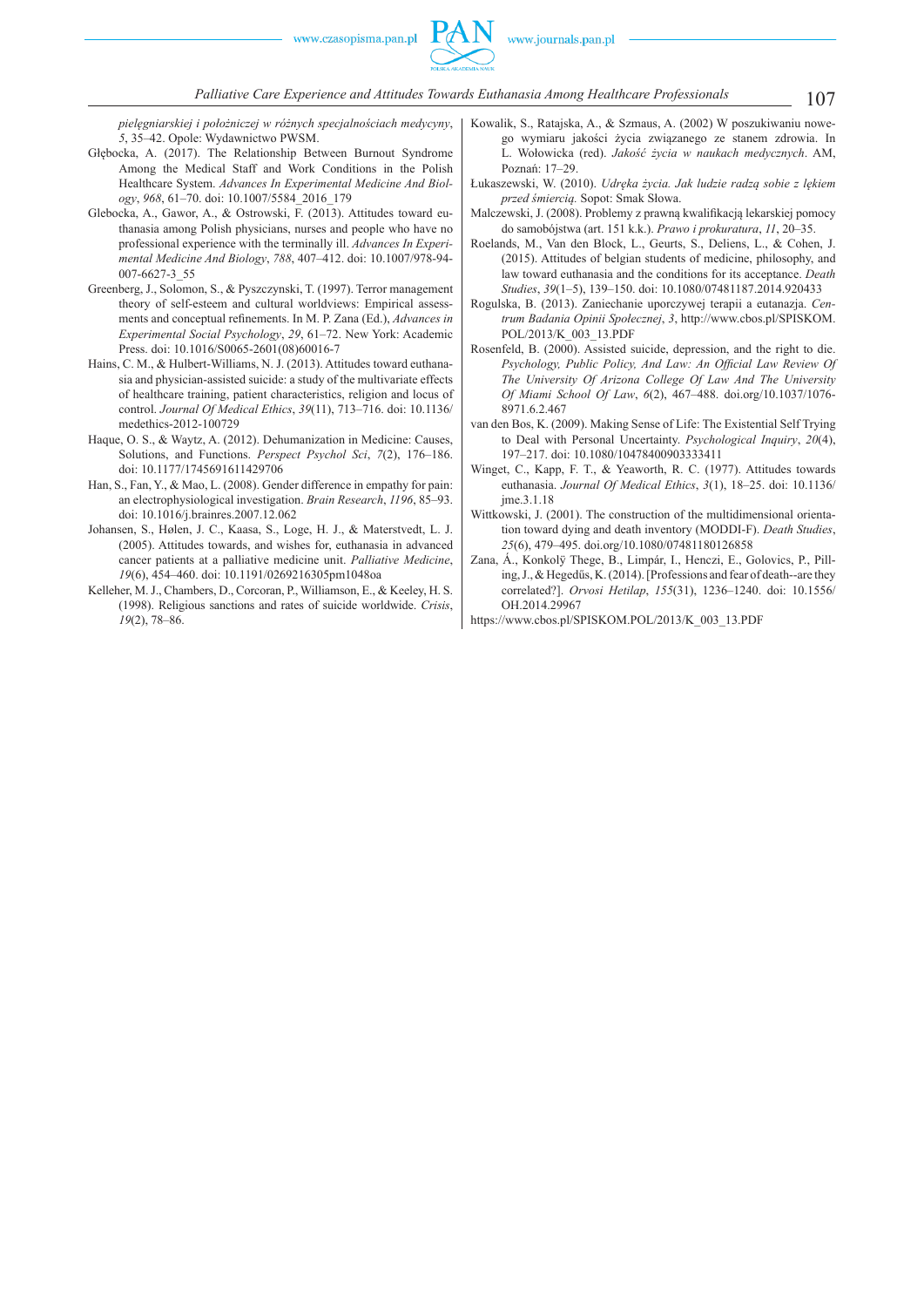*pielęgniarskiej i położniczej w różnych specjalnościach medycyny*, *5*, 35–42. Opole: Wydawnictwo PWSM.

Głębocka, A. (2017). The Relationship Between Burnout Syndrome Among the Medical Staff and Work Conditions in the Polish Healthcare System. *Advances In Experimental Medicine And Biology*, *968*, 61–70. doi: 10.1007/5584_2016_179

Glebocka, A., Gawor, A., & Ostrowski, F. (2013). Attitudes toward euthanasia among Polish physicians, nurses and people who have no professional experience with the terminally ill. *Advances In Experimental Medicine And Biology*, *788*, 407–412. doi: 10.1007/978-94-007-6627-3_55

Greenberg, J., Solomon, S., & Pyszczynski, T. (1997). Terror management theory of self-esteem and cultural worldviews: Empirical assessments and conceptual refinements. In M. P. Zana (Ed.), *Advances in Experimental Social Psychology*, *29*, 61–72. New York: Academic Press. doi: 10.1016/S0065-2601(08)60016-7

Hains, C. M., & Hulbert-Williams, N. J. (2013). Attitudes toward euthanasia and physician-assisted suicide: a study of the multivariate effects of healthcare training, patient characteristics, religion and locus of control. *Journal Of Medical Ethics*, *39*(11), 713–716. doi: 10.1136/medethics-2012-100729

Haque, O. S., & Waytz, A. (2012). Dehumanization in Medicine: Causes, Solutions, and Functions. *Perspect Psychol Sci*, *7*(2), 176–186. doi: 10.1177/1745691611429706

Han, S., Fan, Y., & Mao, L. (2008). Gender difference in empathy for pain: an electrophysiological investigation. *Brain Research*, *1196*, 85–93. doi: 10.1016/j.brainres.2007.12.062

Johansen, S., Hølen, J. C., Kaasa, S., Loge, H. J., & Materstvedt, L. J. (2005). Attitudes towards, and wishes for, euthanasia in advanced cancer patients at a palliative medicine unit. *Palliative Medicine*, *19*(6), 454–460. doi: 10.1191/0269216305pm1048oa

Kelleher, M. J., Chambers, D., Corcoran, P., Williamson, E., & Keeley, H. S. (1998). Religious sanctions and rates of suicide worldwide. *Crisis*, *19*(2), 78–86.

Kowalik, S., Ratajska, A., & Szmaus, A. (2002) W poszukiwaniu nowego wymiaru jakości życia związanego ze stanem zdrowia. In L. Wołowicka (red). *Jakość życia w naukach medycznych*. AM, Poznań: 17–29.

Łukaszewski, W. (2010). *Udręka życia. Jak ludzie radzą sobie z lękiem przed śmiercią.* Sopot: Smak Słowa.

Malczewski, J. (2008). Problemy z prawną kwalifikacją lekarskiej pomocy do samobójstwa (art. 151 k.k.). *Prawo i prokuratura*, *11*, 20–35.

Roelands, M., Van den Block, L., Geurts, S., Deliens, L., & Cohen, J. (2015). Attitudes of belgian students of medicine, philosophy, and law toward euthanasia and the conditions for its acceptance. *Death Studies*, *39*(1–5), 139–150. doi: 10.1080/07481187.2014.920433

Rogulska, B. (2013). Zaniechanie uporczywej terapii a eutanazja. *Centrum Badania Opinii Społecznej*, *3*, http://www.cbos.pl/SPISKOM.POL/2013/K_003_13.PDF

Rosenfeld, B. (2000). Assisted suicide, depression, and the right to die. *Psychology, Public Policy, And Law: An Official Law Review Of The University Of Arizona College Of Law And The University Of Miami School Of Law*, *6*(2), 467–488. doi.org/10.1037/1076-8971.6.2.467

van den Bos, K. (2009). Making Sense of Life: The Existential Self Trying to Deal with Personal Uncertainty. *Psychological Inquiry*, *20*(4), 197–217. doi: 10.1080/10478400903333411

Winget, C., Kapp, F. T., & Yeaworth, R. C. (1977). Attitudes towards euthanasia. *Journal Of Medical Ethics*, *3*(1), 18–25. doi: 10.1136/jme.3.1.18

Wittkowski, J. (2001). The construction of the multidimensional orientation toward dying and death inventory (MODDI-F). *Death Studies*, *25*(6), 479–495. doi.org/10.1080/07481180126858

Zana, Á., Konkolÿ Thege, B., Limpár, I., Henczi, E., Golovics, P., Pilling, J., & Hegedűs, K. (2014). [Professions and fear of death--are they correlated?]. *Orvosi Hetilap*, *155*(31), 1236–1240. doi: 10.1556/OH.2014.29967

https://www.cbos.pl/SPISKOM.POL/2013/K_003_13.PDF